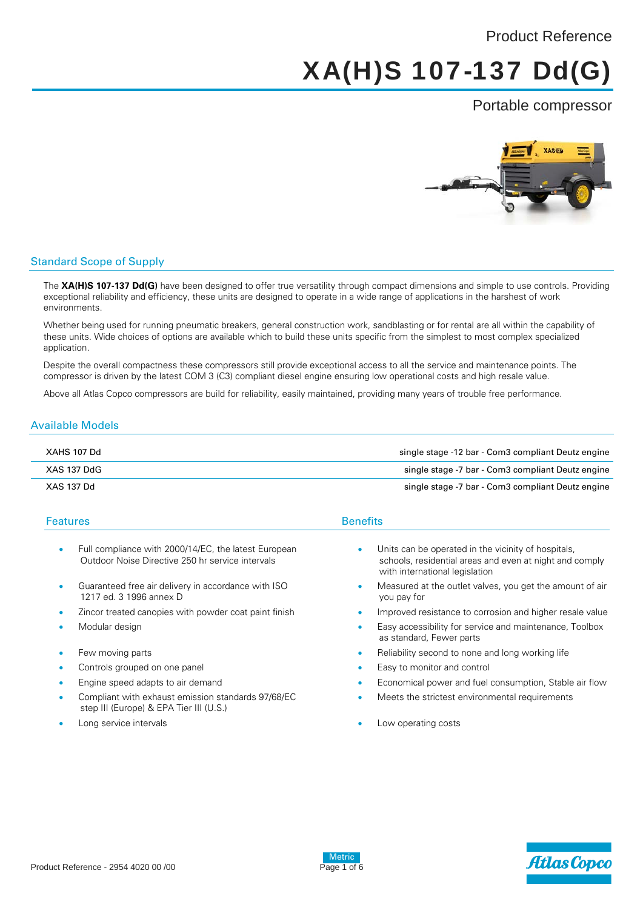Product Reference

# XA(H)S 107-137 Dd(G)

Portable compressor

## Standard Scope of Supply

The **XA(H)S 107-137 Dd(G)** have been designed to offer true versatility through compact dimensions and simple to use controls. Providing exceptional reliability and efficiency, these units are designed to operate in a wide range of applications in the harshest of work environments.

Whether being used for running pneumatic breakers, general construction work, sandblasting or for rental are all within the capability of these units. Wide choices of options are available which to build these units specific from the simplest to most complex specialized application.

Despite the overall compactness these compressors still provide exceptional access to all the service and maintenance points. The compressor is driven by the latest COM 3 (C3) compliant diesel engine ensuring low operational costs and high resale value.

Above all Atlas Copco compressors are build for reliability, easily maintained, providing many years of trouble free performance.

## Available Models

| | |
|---|---|
| XAHS 107 Dd | single stage -12 bar - Com3 compliant Deutz engine |
| XAS 137 DdG | single stage -7 bar - Com3 compliant Deutz engine |
| XAS 137 Dd | single stage -7 bar - Com3 compliant Deutz engine |

| Features | Benefits |
|---|---|
| Full compliance with 2000/14/EC, the latest European Outdoor Noise Directive 250 hr service intervals | Units can be operated in the vicinity of hospitals, schools, residential areas and even at night and comply with international legislation |
| Guaranteed free air delivery in accordance with ISO 1217 ed. 3 1996 annex D | Measured at the outlet valves, you get the amount of air you pay for |
| Zincor treated canopies with powder coat paint finish | Improved resistance to corrosion and higher resale value |
| Modular design | Easy accessibility for service and maintenance, Toolbox as standard, Fewer parts |
| Few moving parts | Reliability second to none and long working life |
| Controls grouped on one panel | Easy to monitor and control |
| Engine speed adapts to air demand | Economical power and fuel consumption, Stable air flow |
| Compliant with exhaust emission standards 97/68/EC step III (Europe) & EPA Tier III (U.S.) | Meets the strictest environmental requirements |
| Long service intervals | Low operating costs |

Product Reference - 2954 4020 00 /00

Metric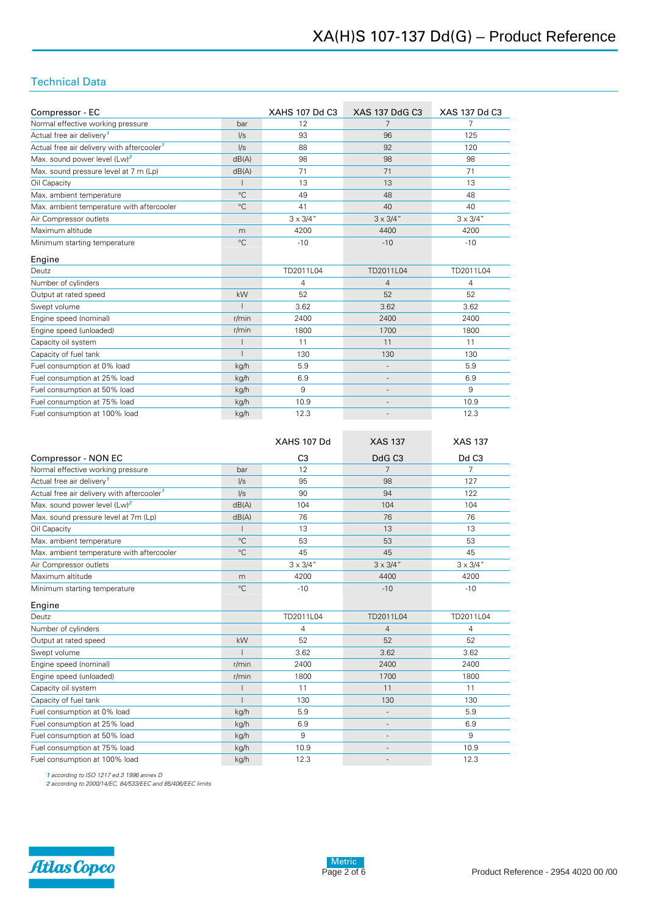## Technical Data

| Compressor - EC | | XAHS 107 Dd C3 | XAS 137 DdG C3 | XAS 137 Dd C3 |
|---|---|---|---|---|
| Normal effective working pressure | bar | 12 | 7 | 7 |
| Actual free air delivery[1] | l/s | 93 | 96 | 125 |
| Actual free air delivery with aftercooler[1] | l/s | 88 | 92 | 120 |
| Max. sound power level (Lw)[2] | dB(A) | 98 | 98 | 98 |
| Max. sound pressure level at 7 m (Lp) | dB(A) | 71 | 71 | 71 |
| Oil Capacity | l | 13 | 13 | 13 |
| Max. ambient temperature | °C | 49 | 48 | 48 |
| Max. ambient temperature with aftercooler | °C | 41 | 40 | 40 |
| Air Compressor outlets | | 3 x 3/4" | 3 x 3/4" | 3 x 3/4" |
| Maximum altitude | m | 4200 | 4400 | 4200 |
| Minimum starting temperature | °C | -10 | -10 | -10 |
| **Engine** | | | | |
| Deutz | | TD2011L04 | TD2011L04 | TD2011L04 |
| Number of cylinders | | 4 | 4 | 4 |
| Output at rated speed | kW | 52 | 52 | 52 |
| Swept volume | l | 3.62 | 3.62 | 3.62 |
| Engine speed (nominal) | r/min | 2400 | 2400 | 2400 |
| Engine speed (unloaded) | r/min | 1800 | 1700 | 1800 |
| Capacity oil system | l | 11 | 11 | 11 |
| Capacity of fuel tank | l | 130 | 130 | 130 |
| Fuel consumption at 0% load | kg/h | 5.9 | - | 5.9 |
| Fuel consumption at 25% load | kg/h | 6.9 | - | 6.9 |
| Fuel consumption at 50% load | kg/h | 9 | - | 9 |
| Fuel consumption at 75% load | kg/h | 10.9 | - | 10.9 |
| Fuel consumption at 100% load | kg/h | 12.3 | - | 12.3 |

| Compressor - NON EC | | XAHS 107 Dd C3 | XAS 137 DdG C3 | XAS 137 Dd C3 |
|---|---|---|---|---|
| Normal effective working pressure | bar | 12 | 7 | 7 |
| Actual free air delivery[1] | l/s | 95 | 98 | 127 |
| Actual free air delivery with aftercooler[1] | l/s | 90 | 94 | 122 |
| Max. sound power level (Lw)[2] | dB(A) | 104 | 104 | 104 |
| Max. sound pressure level at 7m (Lp) | dB(A) | 76 | 76 | 76 |
| Oil Capacity | l | 13 | 13 | 13 |
| Max. ambient temperature | °C | 53 | 53 | 53 |
| Max. ambient temperature with aftercooler | °C | 45 | 45 | 45 |
| Air Compressor outlets | | 3 x 3/4" | 3 x 3/4" | 3 x 3/4" |
| Maximum altitude | m | 4200 | 4400 | 4200 |
| Minimum starting temperature | °C | -10 | -10 | -10 |
| **Engine** | | | | |
| Deutz | | TD2011L04 | TD2011L04 | TD2011L04 |
| Number of cylinders | | 4 | 4 | 4 |
| Output at rated speed | kW | 52 | 52 | 52 |
| Swept volume | l | 3.62 | 3.62 | 3.62 |
| Engine speed (nominal) | r/min | 2400 | 2400 | 2400 |
| Engine speed (unloaded) | r/min | 1800 | 1700 | 1800 |
| Capacity oil system | l | 11 | 11 | 11 |
| Capacity of fuel tank | l | 130 | 130 | 130 |
| Fuel consumption at 0% load | kg/h | 5.9 | - | 5.9 |
| Fuel consumption at 25% load | kg/h | 6.9 | - | 6.9 |
| Fuel consumption at 50% load | kg/h | 9 | - | 9 |
| Fuel consumption at 75% load | kg/h | 10.9 | - | 10.9 |
| Fuel consumption at 100% load | kg/h | 12.3 | - | 12.3 |

*1 according to ISO 1217 ed.3 1996 annex D*
*2 according to 2000/14/EC, 84/533/EEC and 85/406/EEC limits*

Metric

Product Reference - 2954 4020 00 /00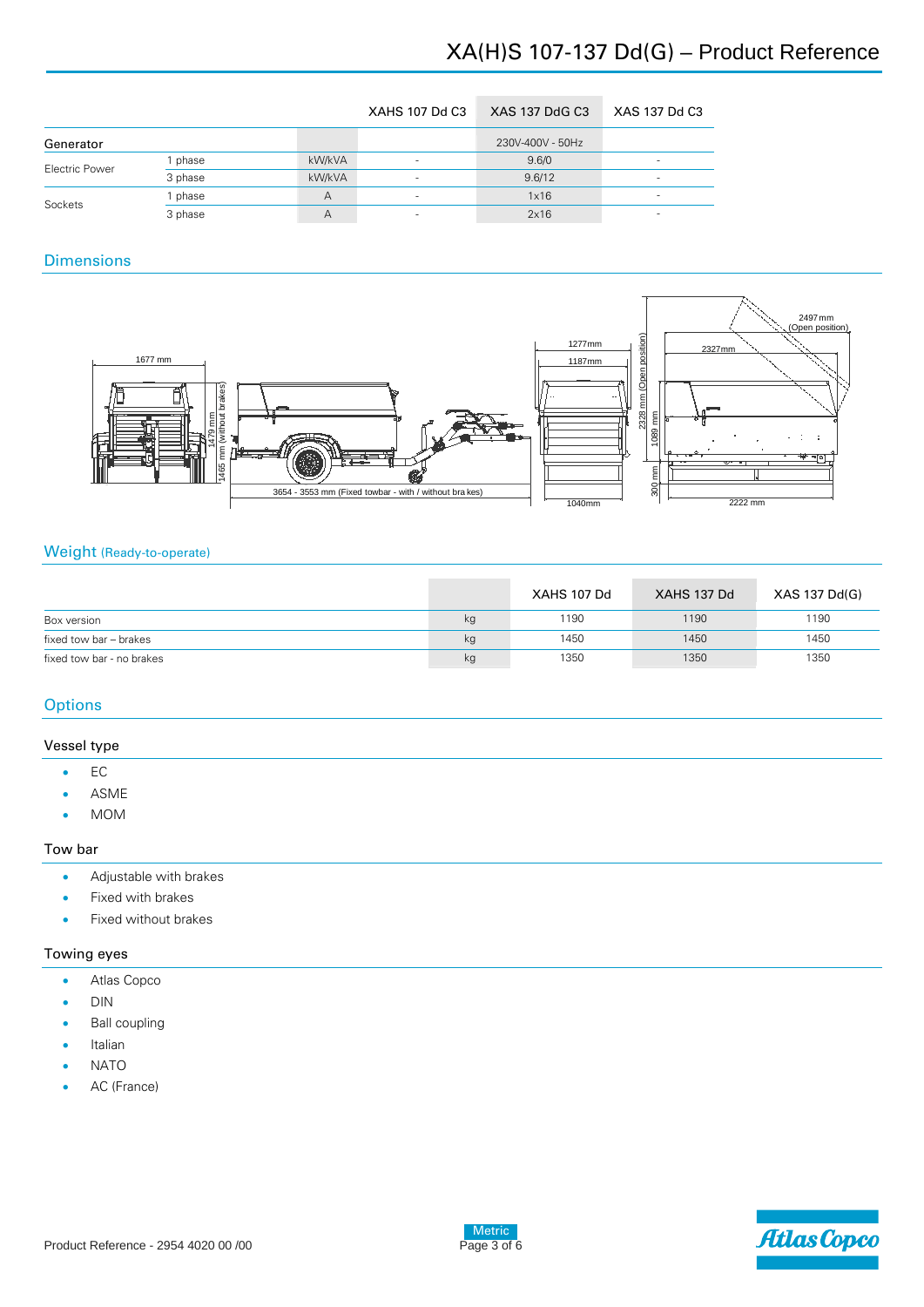| | | | XAHS 107 Dd C3 | XAS 137 DdG C3 | XAS 137 Dd C3 |
|---|---|---|---|---|---|
| Generator | | | | 230V-400V - 50Hz | |
| Electric Power | 1 phase | kW/kVA | - | 9.6/0 | - |
| | 3 phase | kW/kVA | - | 9.6/12 | - |
| Sockets | 1 phase | A | - | 1x16 | - |
| | 3 phase | A | - | 2x16 | - |

## Dimensions

1677 mm

1479 mm

1465 mm (without brakes)

3654 - 3553 mm (Fixed towbar - with / without brakes)

1277mm

1187mm

1040mm

2328 mm (Open position)

1089 mm

300 mm

2497 mm (Open position)

2327mm

2222 mm

## Weight (Ready-to-operate)

| | | XAHS 107 Dd | XAHS 137 Dd | XAS 137 Dd(G) |
|---|---|---|---|---|
| Box version | kg | 1190 | 1190 | 1190 |
| fixed tow bar – brakes | kg | 1450 | 1450 | 1450 |
| fixed tow bar - no brakes | kg | 1350 | 1350 | 1350 |

## Options

### Vessel type

- EC
- ASME
- MOM

### Tow bar

- Adjustable with brakes
- Fixed with brakes
- Fixed without brakes

### Towing eyes

- Atlas Copco
- DIN
- Ball coupling
- Italian
- NATO
- AC (France)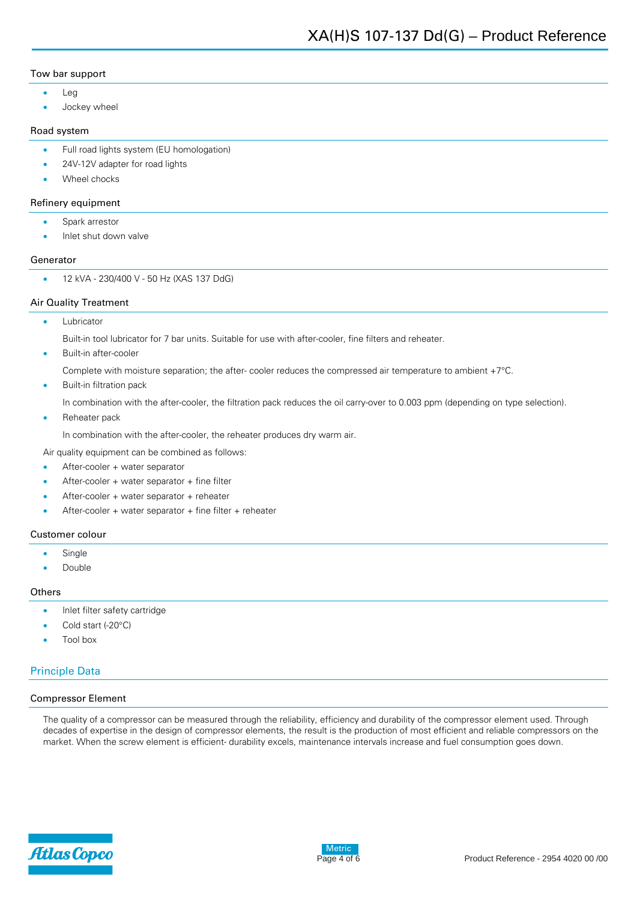### Tow bar support

- Leg
- Jockey wheel

### Road system

- Full road lights system (EU homologation)
- 24V-12V adapter for road lights
- Wheel chocks

### Refinery equipment

- Spark arrestor
- Inlet shut down valve

### Generator

- 12 kVA - 230/400 V - 50 Hz (XAS 137 DdG)

### Air Quality Treatment

- Lubricator

  Built-in tool lubricator for 7 bar units. Suitable for use with after-cooler, fine filters and reheater.
- Built-in after-cooler

  Complete with moisture separation; the after- cooler reduces the compressed air temperature to ambient +7°C.
- Built-in filtration pack

  In combination with the after-cooler, the filtration pack reduces the oil carry-over to 0.003 ppm (depending on type selection).
- Reheater pack

  In combination with the after-cooler, the reheater produces dry warm air.

Air quality equipment can be combined as follows:

- After-cooler + water separator
- After-cooler + water separator + fine filter
- After-cooler + water separator + reheater
- After-cooler + water separator + fine filter + reheater

### Customer colour

- Single
- Double

### Others

- Inlet filter safety cartridge
- Cold start (-20°C)
- Tool box

## Principle Data

### Compressor Element

The quality of a compressor can be measured through the reliability, efficiency and durability of the compressor element used. Through decades of expertise in the design of compressor elements, the result is the production of most efficient and reliable compressors on the market. When the screw element is efficient- durability excels, maintenance intervals increase and fuel consumption goes down.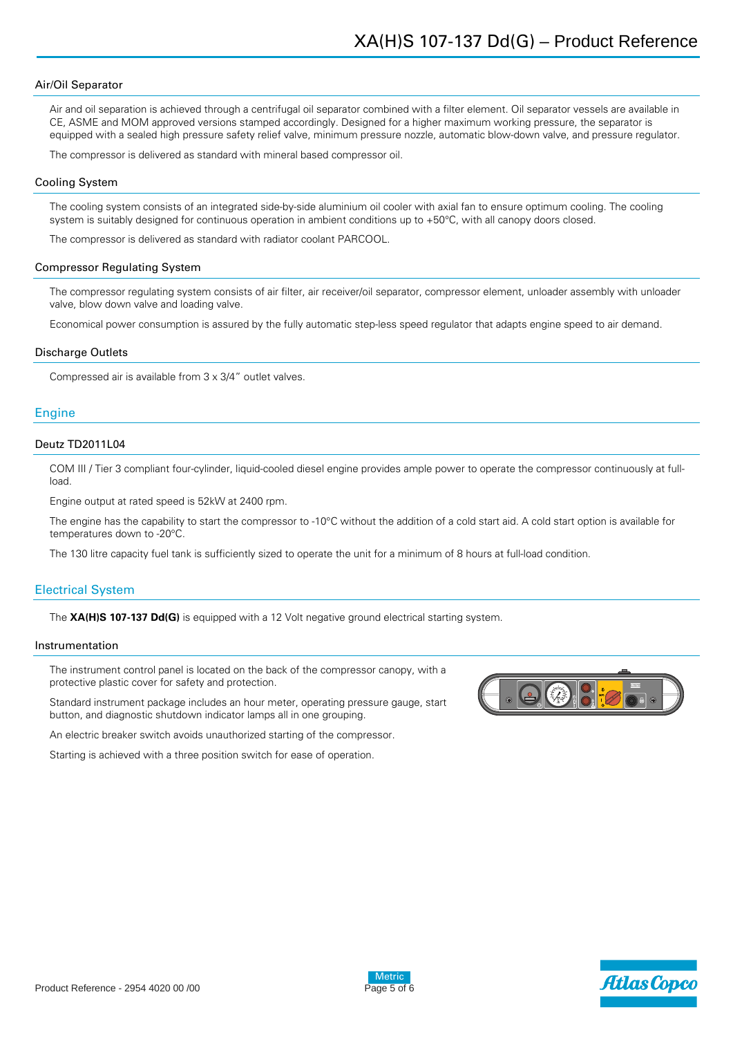### Air/Oil Separator

Air and oil separation is achieved through a centrifugal oil separator combined with a filter element. Oil separator vessels are available in CE, ASME and MOM approved versions stamped accordingly. Designed for a higher maximum working pressure, the separator is equipped with a sealed high pressure safety relief valve, minimum pressure nozzle, automatic blow-down valve, and pressure regulator.

The compressor is delivered as standard with mineral based compressor oil.

### Cooling System

The cooling system consists of an integrated side-by-side aluminium oil cooler with axial fan to ensure optimum cooling. The cooling system is suitably designed for continuous operation in ambient conditions up to +50°C, with all canopy doors closed.

The compressor is delivered as standard with radiator coolant PARCOOL.

### Compressor Regulating System

The compressor regulating system consists of air filter, air receiver/oil separator, compressor element, unloader assembly with unloader valve, blow down valve and loading valve.

Economical power consumption is assured by the fully automatic step-less speed regulator that adapts engine speed to air demand.

### Discharge Outlets

Compressed air is available from 3 x 3/4" outlet valves.

## Engine

### Deutz TD2011L04

COM III / Tier 3 compliant four-cylinder, liquid-cooled diesel engine provides ample power to operate the compressor continuously at full-load.

Engine output at rated speed is 52kW at 2400 rpm.

The engine has the capability to start the compressor to -10°C without the addition of a cold start aid. A cold start option is available for temperatures down to -20°C.

The 130 litre capacity fuel tank is sufficiently sized to operate the unit for a minimum of 8 hours at full-load condition.

## Electrical System

The **XA(H)S 107-137 Dd(G)** is equipped with a 12 Volt negative ground electrical starting system.

### Instrumentation

The instrument control panel is located on the back of the compressor canopy, with a protective plastic cover for safety and protection.

Standard instrument package includes an hour meter, operating pressure gauge, start button, and diagnostic shutdown indicator lamps all in one grouping.

An electric breaker switch avoids unauthorized starting of the compressor.

Starting is achieved with a three position switch for ease of operation.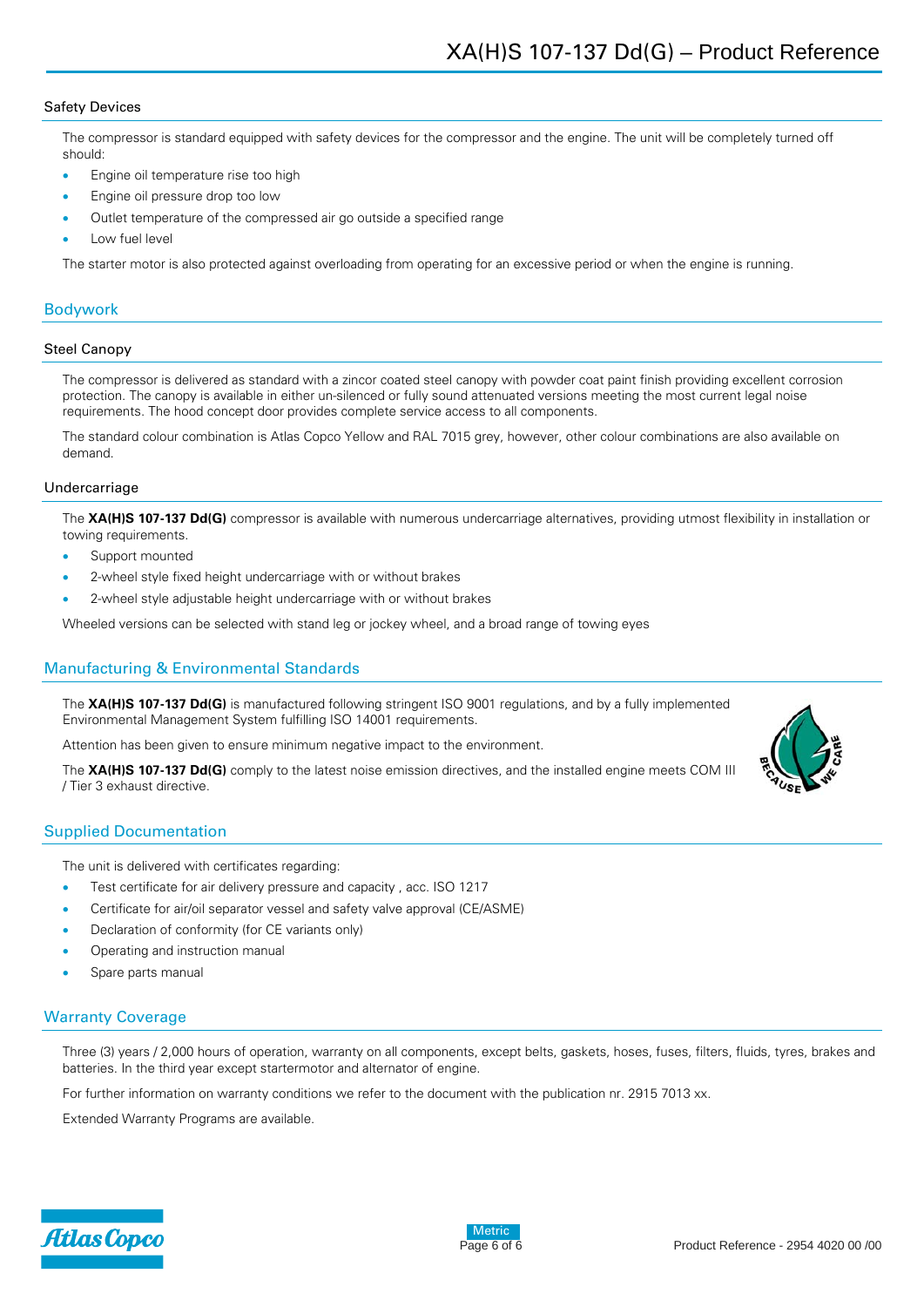### Safety Devices

The compressor is standard equipped with safety devices for the compressor and the engine. The unit will be completely turned off should:

- Engine oil temperature rise too high
- Engine oil pressure drop too low
- Outlet temperature of the compressed air go outside a specified range
- Low fuel level

The starter motor is also protected against overloading from operating for an excessive period or when the engine is running.

## Bodywork

### Steel Canopy

The compressor is delivered as standard with a zincor coated steel canopy with powder coat paint finish providing excellent corrosion protection. The canopy is available in either un-silenced or fully sound attenuated versions meeting the most current legal noise requirements. The hood concept door provides complete service access to all components.

The standard colour combination is Atlas Copco Yellow and RAL 7015 grey, however, other colour combinations are also available on demand.

### Undercarriage

The **XA(H)S 107-137 Dd(G)** compressor is available with numerous undercarriage alternatives, providing utmost flexibility in installation or towing requirements.

- Support mounted
- 2-wheel style fixed height undercarriage with or without brakes
- 2-wheel style adjustable height undercarriage with or without brakes

Wheeled versions can be selected with stand leg or jockey wheel, and a broad range of towing eyes

## Manufacturing & Environmental Standards

The **XA(H)S 107-137 Dd(G)** is manufactured following stringent ISO 9001 regulations, and by a fully implemented Environmental Management System fulfilling ISO 14001 requirements.

Attention has been given to ensure minimum negative impact to the environment.

The **XA(H)S 107-137 Dd(G)** comply to the latest noise emission directives, and the installed engine meets COM III / Tier 3 exhaust directive.

## Supplied Documentation

The unit is delivered with certificates regarding:

- Test certificate for air delivery pressure and capacity , acc. ISO 1217
- Certificate for air/oil separator vessel and safety valve approval (CE/ASME)
- Declaration of conformity (for CE variants only)
- Operating and instruction manual
- Spare parts manual

## Warranty Coverage

Three (3) years / 2,000 hours of operation, warranty on all components, except belts, gaskets, hoses, fuses, filters, fluids, tyres, brakes and batteries. In the third year except startermotor and alternator of engine.

For further information on warranty conditions we refer to the document with the publication nr. 2915 7013 xx.

Extended Warranty Programs are available.